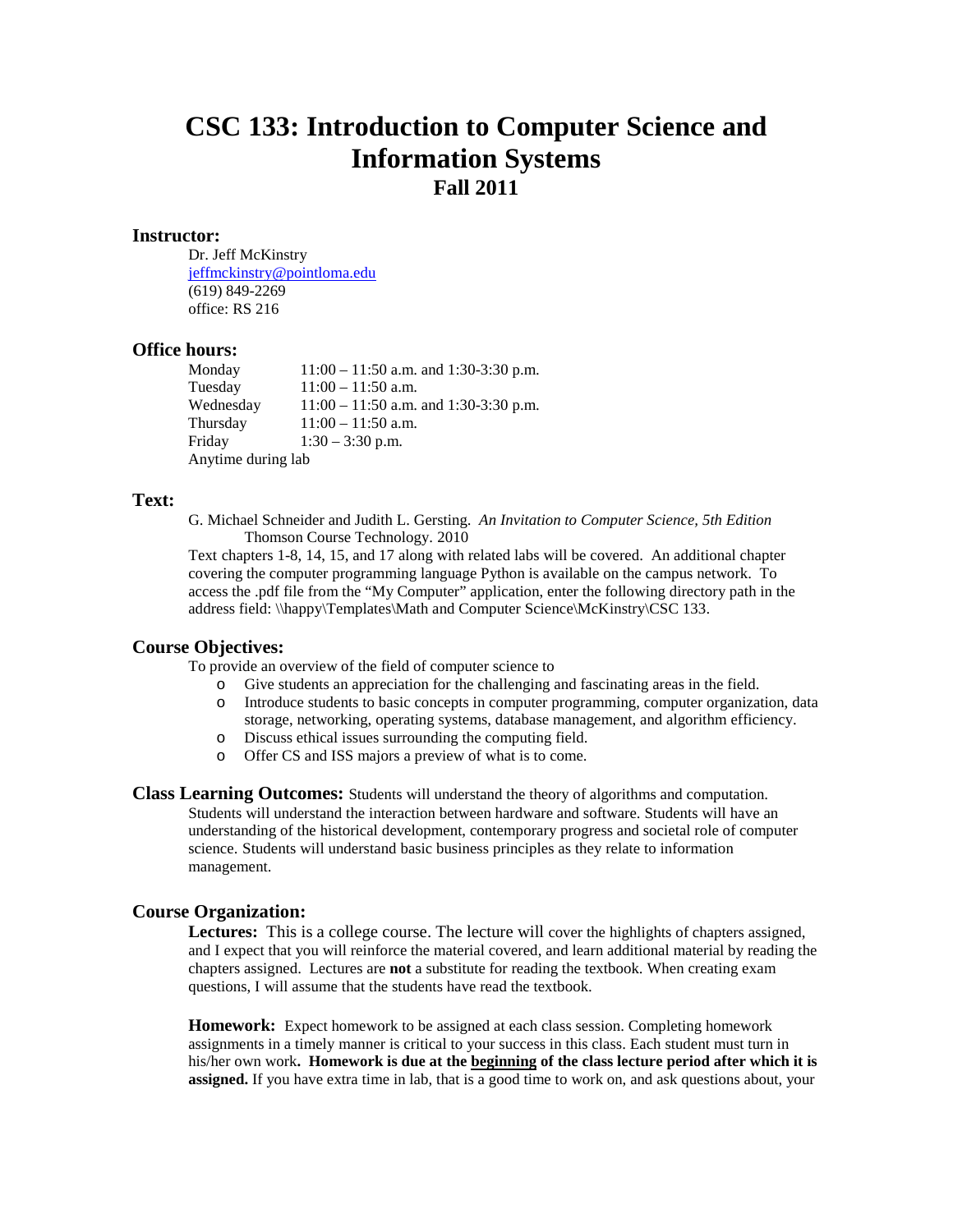# CSC 133: Introduction to Computer Science and Information Systems
## Fall 2011

### Instructor:

Dr. Jeff McKinstry
jeffmckinstry@pointloma.edu
(619) 849-2269
office: RS 216

### Office hours:

| | |
|---|---|
| Monday | 11:00 – 11:50 a.m. and 1:30-3:30 p.m. |
| Tuesday | 11:00 – 11:50 a.m. |
| Wednesday | 11:00 – 11:50 a.m. and 1:30-3:30 p.m. |
| Thursday | 11:00 – 11:50 a.m. |
| Friday | 1:30 – 3:30 p.m. |

Anytime during lab

### Text:

G. Michael Schneider and Judith L. Gersting. *An Invitation to Computer Science, 5th Edition* Thomson Course Technology. 2010

Text chapters 1-8, 14, 15, and 17 along with related labs will be covered. An additional chapter covering the computer programming language Python is available on the campus network. To access the .pdf file from the "My Computer" application, enter the following directory path in the address field: \\happy\Templates\Math and Computer Science\McKinstry\CSC 133.

### Course Objectives:

To provide an overview of the field of computer science to

- Give students an appreciation for the challenging and fascinating areas in the field.
- Introduce students to basic concepts in computer programming, computer organization, data storage, networking, operating systems, database management, and algorithm efficiency.
- Discuss ethical issues surrounding the computing field.
- Offer CS and ISS majors a preview of what is to come.

**Class Learning Outcomes:** Students will understand the theory of algorithms and computation. Students will understand the interaction between hardware and software. Students will have an understanding of the historical development, contemporary progress and societal role of computer science. Students will understand basic business principles as they relate to information management.

### Course Organization:

**Lectures:** This is a college course. The lecture will cover the highlights of chapters assigned, and I expect that you will reinforce the material covered, and learn additional material by reading the chapters assigned. Lectures are **not** a substitute for reading the textbook. When creating exam questions, I will assume that the students have read the textbook.

**Homework:** Expect homework to be assigned at each class session. Completing homework assignments in a timely manner is critical to your success in this class. Each student must turn in his/her own work**. Homework is due at the <u>beginning</u> of the class lecture period after which it is assigned.** If you have extra time in lab, that is a good time to work on, and ask questions about, your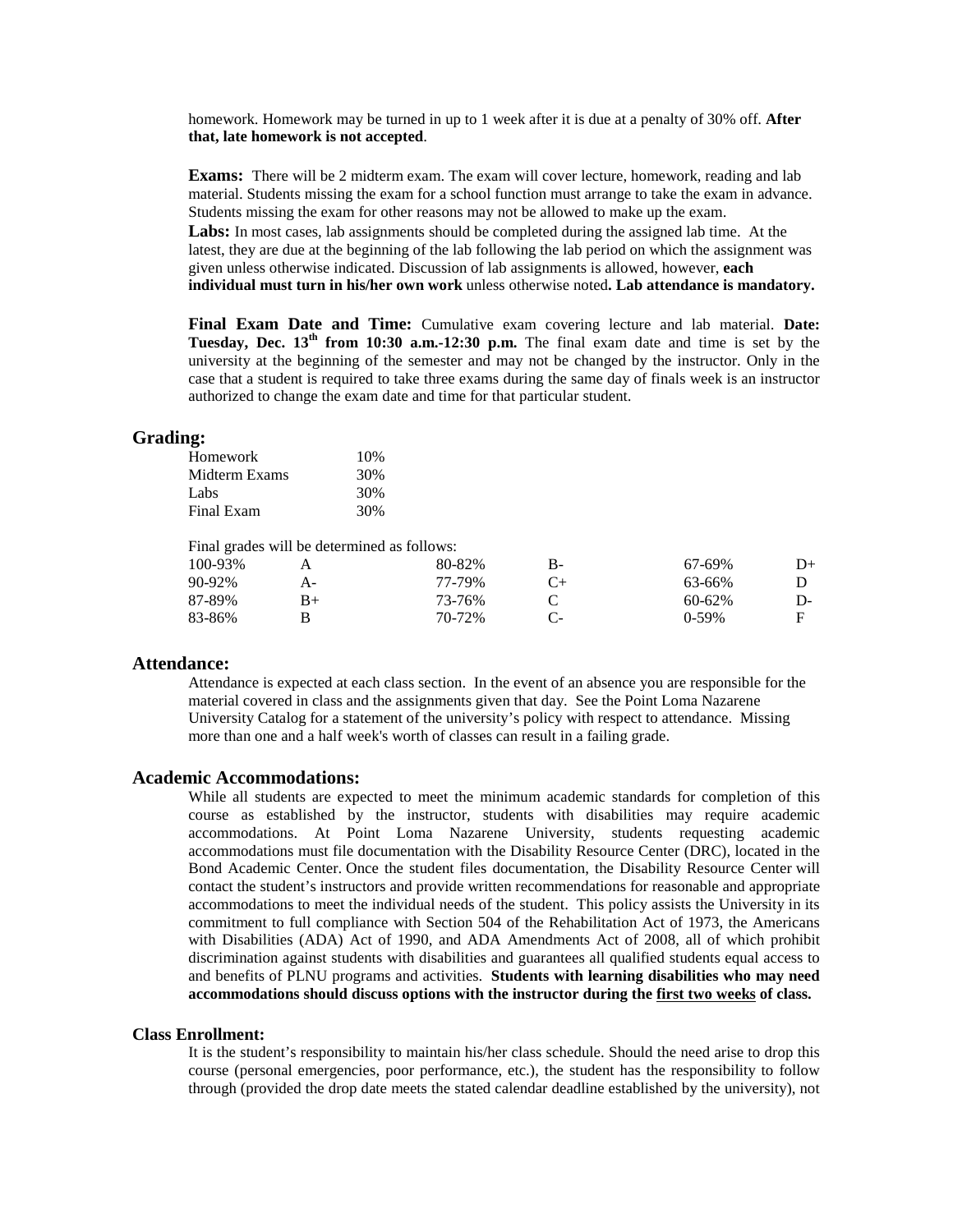homework. Homework may be turned in up to 1 week after it is due at a penalty of 30% off. **After that, late homework is not accepted**.

**Exams:** There will be 2 midterm exam. The exam will cover lecture, homework, reading and lab material. Students missing the exam for a school function must arrange to take the exam in advance. Students missing the exam for other reasons may not be allowed to make up the exam.

**Labs:** In most cases, lab assignments should be completed during the assigned lab time. At the latest, they are due at the beginning of the lab following the lab period on which the assignment was given unless otherwise indicated. Discussion of lab assignments is allowed, however, **each individual must turn in his/her own work** unless otherwise noted**. Lab attendance is mandatory.**

**Final Exam Date and Time:** Cumulative exam covering lecture and lab material. **Date: Tuesday, Dec. 13th from 10:30 a.m.-12:30 p.m.** The final exam date and time is set by the university at the beginning of the semester and may not be changed by the instructor. Only in the case that a student is required to take three exams during the same day of finals week is an instructor authorized to change the exam date and time for that particular student.

## Grading:

| | |
|---|---|
| Homework | 10% |
| Midterm Exams | 30% |
| Labs | 30% |
| Final Exam | 30% |

Final grades will be determined as follows:

| | | | | | |
|---|---|---|---|---|---|
| 100-93% | A | 80-82% | B- | 67-69% | D+ |
| 90-92% | A- | 77-79% | C+ | 63-66% | D |
| 87-89% | B+ | 73-76% | C | 60-62% | D- |
| 83-86% | B | 70-72% | C- | 0-59% | F |

## Attendance:

Attendance is expected at each class section. In the event of an absence you are responsible for the material covered in class and the assignments given that day. See the Point Loma Nazarene University Catalog for a statement of the university's policy with respect to attendance. Missing more than one and a half week's worth of classes can result in a failing grade.

## Academic Accommodations:

While all students are expected to meet the minimum academic standards for completion of this course as established by the instructor, students with disabilities may require academic accommodations. At Point Loma Nazarene University, students requesting academic accommodations must file documentation with the Disability Resource Center (DRC), located in the Bond Academic Center. Once the student files documentation, the Disability Resource Center will contact the student's instructors and provide written recommendations for reasonable and appropriate accommodations to meet the individual needs of the student. This policy assists the University in its commitment to full compliance with Section 504 of the Rehabilitation Act of 1973, the Americans with Disabilities (ADA) Act of 1990, and ADA Amendments Act of 2008, all of which prohibit discrimination against students with disabilities and guarantees all qualified students equal access to and benefits of PLNU programs and activities. **Students with learning disabilities who may need accommodations should discuss options with the instructor during the <u>first two weeks</u> of class.**

### Class Enrollment:

It is the student's responsibility to maintain his/her class schedule. Should the need arise to drop this course (personal emergencies, poor performance, etc.), the student has the responsibility to follow through (provided the drop date meets the stated calendar deadline established by the university), not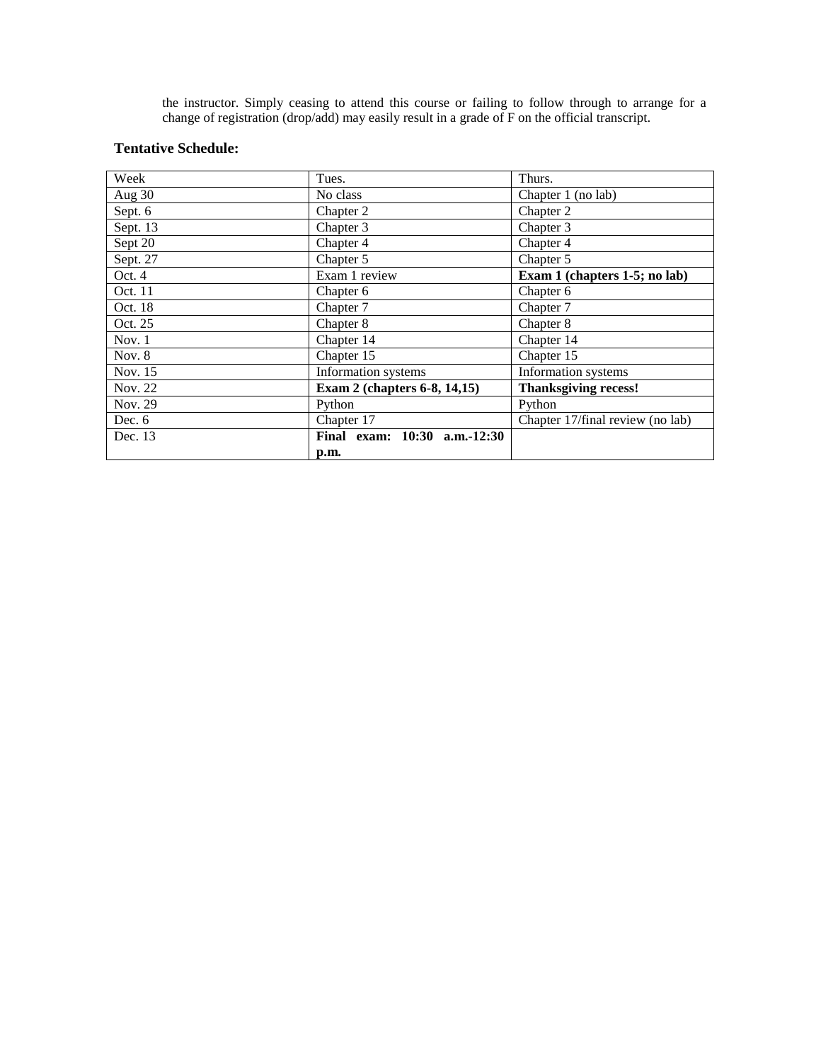the instructor. Simply ceasing to attend this course or failing to follow through to arrange for a change of registration (drop/add) may easily result in a grade of F on the official transcript.

**Tentative Schedule:**

| Week | Tues. | Thurs. |
|---|---|---|
| Aug 30 | No class | Chapter 1 (no lab) |
| Sept. 6 | Chapter 2 | Chapter 2 |
| Sept. 13 | Chapter 3 | Chapter 3 |
| Sept 20 | Chapter 4 | Chapter 4 |
| Sept. 27 | Chapter 5 | Chapter 5 |
| Oct. 4 | Exam 1 review | **Exam 1 (chapters 1-5; no lab)** |
| Oct. 11 | Chapter 6 | Chapter 6 |
| Oct. 18 | Chapter 7 | Chapter 7 |
| Oct. 25 | Chapter 8 | Chapter 8 |
| Nov. 1 | Chapter 14 | Chapter 14 |
| Nov. 8 | Chapter 15 | Chapter 15 |
| Nov. 15 | Information systems | Information systems |
| Nov. 22 | **Exam 2 (chapters 6-8, 14,15)** | **Thanksgiving recess!** |
| Nov. 29 | Python | Python |
| Dec. 6 | Chapter 17 | Chapter 17/final review (no lab) |
| Dec. 13 | **Final exam: 10:30 a.m.-12:30 p.m.** | |